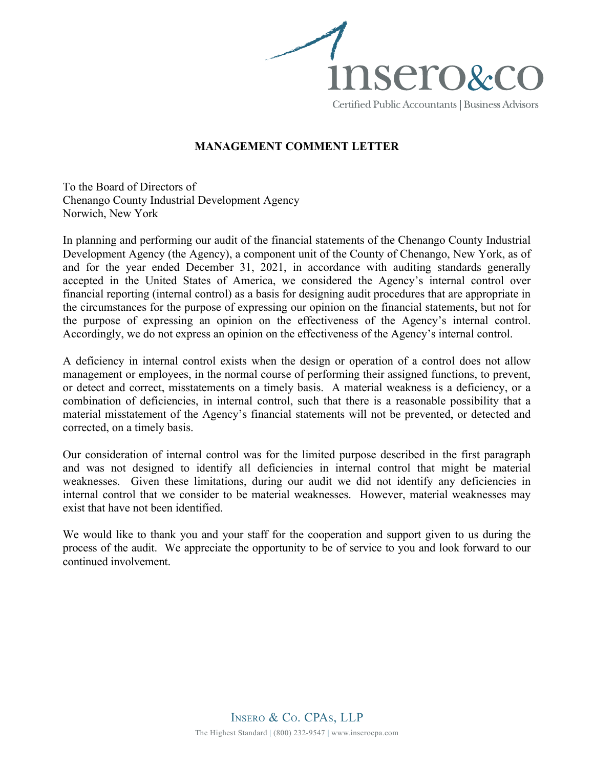inseroco

Certified Public Accountants | Business Advisors

## MANAGEMENT COMMENT LETTER

To the Board of Directors of
Chenango County Industrial Development Agency
Norwich, New York

In planning and performing our audit of the financial statements of the Chenango County Industrial Development Agency (the Agency), a component unit of the County of Chenango, New York, as of and for the year ended December 31, 2021, in accordance with auditing standards generally accepted in the United States of America, we considered the Agency's internal control over financial reporting (internal control) as a basis for designing audit procedures that are appropriate in the circumstances for the purpose of expressing our opinion on the financial statements, but not for the purpose of expressing an opinion on the effectiveness of the Agency's internal control. Accordingly, we do not express an opinion on the effectiveness of the Agency's internal control.

A deficiency in internal control exists when the design or operation of a control does not allow management or employees, in the normal course of performing their assigned functions, to prevent, or detect and correct, misstatements on a timely basis. A material weakness is a deficiency, or a combination of deficiencies, in internal control, such that there is a reasonable possibility that a material misstatement of the Agency's financial statements will not be prevented, or detected and corrected, on a timely basis.

Our consideration of internal control was for the limited purpose described in the first paragraph and was not designed to identify all deficiencies in internal control that might be material weaknesses. Given these limitations, during our audit we did not identify any deficiencies in internal control that we consider to be material weaknesses. However, material weaknesses may exist that have not been identified.

We would like to thank you and your staff for the cooperation and support given to us during the process of the audit. We appreciate the opportunity to be of service to you and look forward to our continued involvement.

Insero & Co. CPAs, LLP

The Highest Standard | (800) 232-9547 | www.inserocpa.com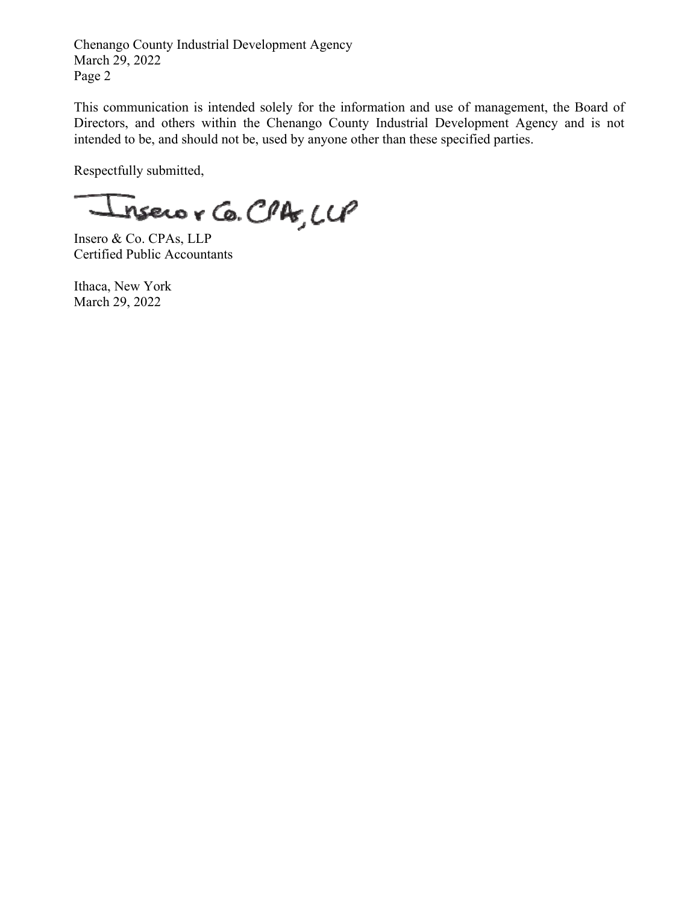This communication is intended solely for the information and use of management, the Board of Directors, and others within the Chenango County Industrial Development Agency and is not intended to be, and should not be, used by anyone other than these specified parties.

Respectfully submitted,

Insero & Co. CPAs, LLP

Insero & Co. CPAs, LLP
Certified Public Accountants

Ithaca, New York
March 29, 2022